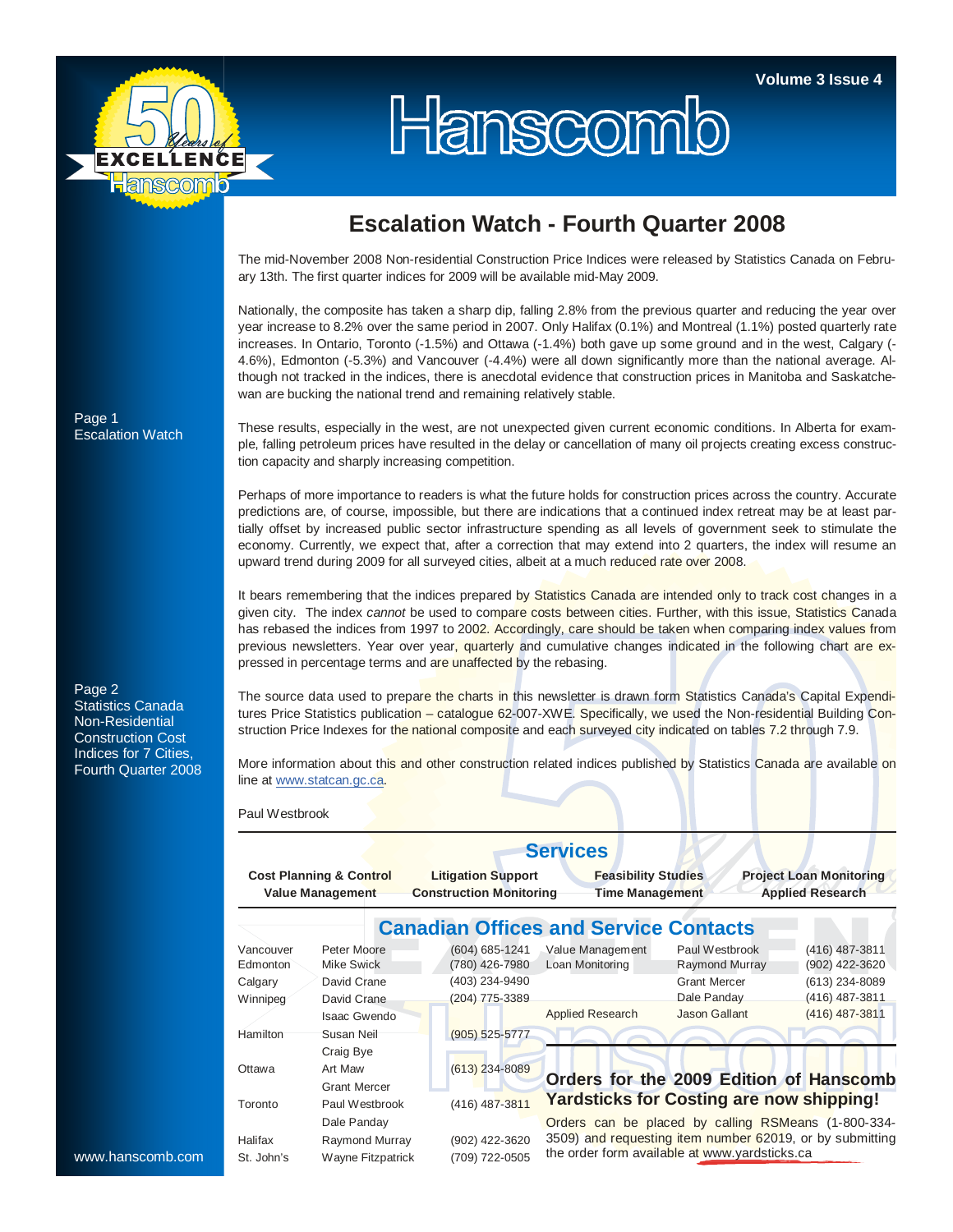# Hanscomb

# Escalation Watch - Fourth Quarter 2008

The mid-November 2008 Non-residential Construction Price Indices were released by Statistics Canada on February 13th. The first quarter indices for 2009 will be available mid-May 2009.

Nationally, the composite has taken a sharp dip, falling 2.8% from the previous quarter and reducing the year over year increase to 8.2% over the same period in 2007. Only Halifax (0.1%) and Montreal (1.1%) posted quarterly rate increases. In Ontario, Toronto (-1.5%) and Ottawa (-1.4%) both gave up some ground and in the west, Calgary (-4.6%), Edmonton (-5.3%) and Vancouver (-4.4%) were all down significantly more than the national average. Although not tracked in the indices, there is anecdotal evidence that construction prices in Manitoba and Saskatchewan are bucking the national trend and remaining relatively stable.

These results, especially in the west, are not unexpected given current economic conditions. In Alberta for example, falling petroleum prices have resulted in the delay or cancellation of many oil projects creating excess construction capacity and sharply increasing competition.

Perhaps of more importance to readers is what the future holds for construction prices across the country. Accurate predictions are, of course, impossible, but there are indications that a continued index retreat may be at least partially offset by increased public sector infrastructure spending as all levels of government seek to stimulate the economy. Currently, we expect that, after a correction that may extend into 2 quarters, the index will resume an upward trend during 2009 for all surveyed cities, albeit at a much reduced rate over 2008.

It bears remembering that the indices prepared by Statistics Canada are intended only to track cost changes in a given city. The index *cannot* be used to compare costs between cities. Further, with this issue, Statistics Canada has rebased the indices from 1997 to 2002. Accordingly, care should be taken when comparing index values from previous newsletters. Year over year, quarterly and cumulative changes indicated in the following chart are expressed in percentage terms and are unaffected by the rebasing.

The source data used to prepare the charts in this newsletter is drawn form Statistics Canada's Capital Expenditures Price Statistics publication – catalogue 62-007-XWE. Specifically, we used the Non-residential Building Construction Price Indexes for the national composite and each surveyed city indicated on tables 7.2 through 7.9.

More information about this and other construction related indices published by Statistics Canada are available on line at www.statcan.gc.ca.

Paul Westbrook

Page 1
Escalation Watch

Page 2
Statistics Canada Non-Residential Construction Cost Indices for 7 Cities, Fourth Quarter 2008

## Services

| Cost Planning & Control | Litigation Support | Feasibility Studies | Project Loan Monitoring |
|---|---|---|---|
| Value Management | Construction Monitoring | Time Management | Applied Research |

## Canadian Offices and Service Contacts

| City | Contact | Phone |
|---|---|---|
| Vancouver | Peter Moore | (604) 685-1241 |
| Edmonton | Mike Swick | (780) 426-7980 |
| Calgary | David Crane | (403) 234-9490 |
| Winnipeg | David Crane | (204) 775-3389 |
| | Isaac Gwendo | |
| Hamilton | Susan Neil | (905) 525-5777 |
| | Craig Bye | |
| Ottawa | Art Maw | (613) 234-8089 |
| | Grant Mercer | |
| Toronto | Paul Westbrook | (416) 487-3811 |
| | Dale Panday | |
| Halifax | Raymond Murray | (902) 422-3620 |
| St. John's | Wayne Fitzpatrick | (709) 722-0505 |

| Service | Contact | Phone |
|---|---|---|
| Value Management | Paul Westbrook | (416) 487-3811 |
| Loan Monitoring | Raymond Murray | (902) 422-3620 |
| | Grant Mercer | (613) 234-8089 |
| | Dale Panday | (416) 487-3811 |
| Applied Research | Jason Gallant | (416) 487-3811 |

**Orders for the 2009 Edition of Hanscomb Yardsticks for Costing are now shipping!**

Orders can be placed by calling RSMeans (1-800-334-3509) and requesting item number 62019, or by submitting the order form available at www.yardsticks.ca

www.hanscomb.com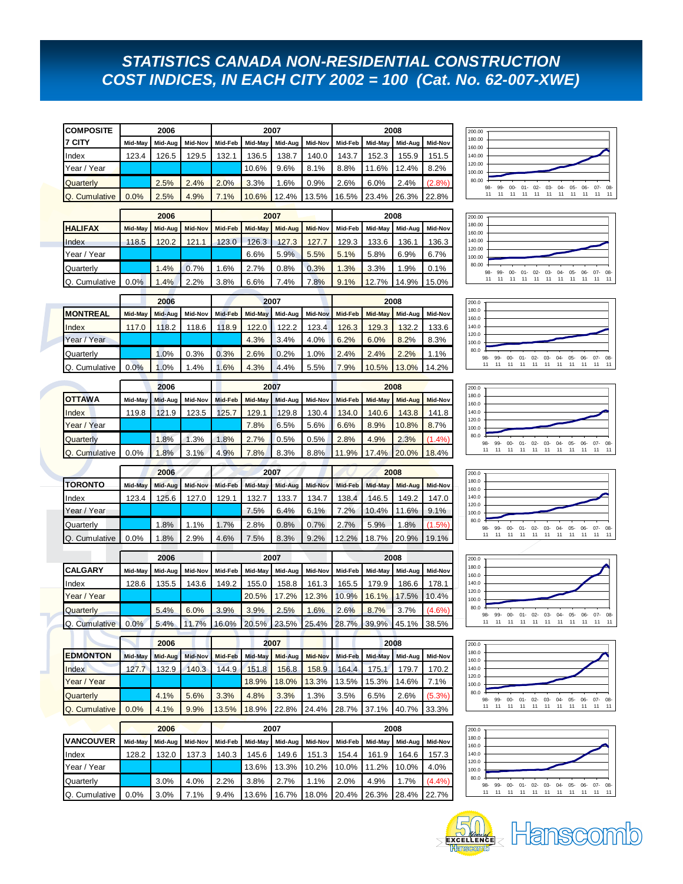# STATISTICS CANADA NON-RESIDENTIAL CONSTRUCTION COST INDICES, IN EACH CITY 2002 = 100 (Cat. No. 62-007-XWE)

| COMPOSITE | 2006 | | | 2007 | | | | 2008 | | | |
|---|---|---|---|---|---|---|---|---|---|---|---|
| 7 CITY | Mid-May | Mid-Aug | Mid-Nov | Mid-Feb | Mid-May | Mid-Aug | Mid-Nov | Mid-Feb | Mid-May | Mid-Aug | Mid-Nov |
| Index | 123.4 | 126.5 | 129.5 | 132.1 | 136.5 | 138.7 | 140.0 | 143.7 | 152.3 | 155.9 | 151.5 |
| Year / Year | | | | | 10.6% | 9.6% | 8.1% | 8.8% | 11.6% | 12.4% | 8.2% |
| Quarterly | | 2.5% | 2.4% | 2.0% | 3.3% | 1.6% | 0.9% | 2.6% | 6.0% | 2.4% | (2.8%) |
| Q. Cumulative | 0.0% | 2.5% | 4.9% | 7.1% | 10.6% | 12.4% | 13.5% | 16.5% | 23.4% | 26.3% | 22.8% |

200.00
180.00
160.00
140.00
120.00
100.00
80.00
98-11 99-11 00-11 01-11 02-11 03-11 04-11 05-11 06-11 07-11 08-11

| HALIFAX | 2006 | | | 2007 | | | | 2008 | | | |
|---|---|---|---|---|---|---|---|---|---|---|---|
| | Mid-May | Mid-Aug | Mid-Nov | Mid-Feb | Mid-May | Mid-Aug | Mid-Nov | Mid-Feb | Mid-May | Mid-Aug | Mid-Nov |
| Index | 118.5 | 120.2 | 121.1 | 123.0 | 126.3 | 127.3 | 127.7 | 129.3 | 133.6 | 136.1 | 136.3 |
| Year / Year | | | | | 6.6% | 5.9% | 5.5% | 5.1% | 5.8% | 6.9% | 6.7% |
| Quarterly | | 1.4% | 0.7% | 1.6% | 2.7% | 0.8% | 0.3% | 1.3% | 3.3% | 1.9% | 0.1% |
| Q. Cumulative | 0.0% | 1.4% | 2.2% | 3.8% | 6.6% | 7.4% | 7.8% | 9.1% | 12.7% | 14.9% | 15.0% |

200.00
180.00
160.00
140.00
120.00
100.00
80.00
98-11 99-11 00-11 01-11 02-11 03-11 04-11 05-11 06-11 07-11 08-11

| MONTREAL | 2006 | | | 2007 | | | | 2008 | | | |
|---|---|---|---|---|---|---|---|---|---|---|---|
| | Mid-May | Mid-Aug | Mid-Nov | Mid-Feb | Mid-May | Mid-Aug | Mid-Nov | Mid-Feb | Mid-May | Mid-Aug | Mid-Nov |
| Index | 117.0 | 118.2 | 118.6 | 118.9 | 122.0 | 122.2 | 123.4 | 126.3 | 129.3 | 132.2 | 133.6 |
| Year / Year | | | | | 4.3% | 3.4% | 4.0% | 6.2% | 6.0% | 8.2% | 8.3% |
| Quarterly | | 1.0% | 0.3% | 0.3% | 2.6% | 0.2% | 1.0% | 2.4% | 2.4% | 2.2% | 1.1% |
| Q. Cumulative | 0.0% | 1.0% | 1.4% | 1.6% | 4.3% | 4.4% | 5.5% | 7.9% | 10.5% | 13.0% | 14.2% |

200.0
180.0
160.0
140.0
120.0
100.0
80.0
98-11 99-11 00-11 01-11 02-11 03-11 04-11 05-11 06-11 07-11 08-11

| OTTAWA | 2006 | | | 2007 | | | | 2008 | | | |
|---|---|---|---|---|---|---|---|---|---|---|---|
| | Mid-May | Mid-Aug | Mid-Nov | Mid-Feb | Mid-May | Mid-Aug | Mid-Nov | Mid-Feb | Mid-May | Mid-Aug | Mid-Nov |
| Index | 119.8 | 121.9 | 123.5 | 125.7 | 129.1 | 129.8 | 130.4 | 134.0 | 140.6 | 143.8 | 141.8 |
| Year / Year | | | | | 7.8% | 6.5% | 5.6% | 6.6% | 8.9% | 10.8% | 8.7% |
| Quarterly | | 1.8% | 1.3% | 1.8% | 2.7% | 0.5% | 0.5% | 2.8% | 4.9% | 2.3% | (1.4%) |
| Q. Cumulative | 0.0% | 1.8% | 3.1% | 4.9% | 7.8% | 8.3% | 8.8% | 11.9% | 17.4% | 20.0% | 18.4% |

200.0
180.0
160.0
140.0
120.0
100.0
80.0
98-11 99-11 00-11 01-11 02-11 03-11 04-11 05-11 06-11 07-11 08-11

| TORONTO | 2006 | | | 2007 | | | | 2008 | | | |
|---|---|---|---|---|---|---|---|---|---|---|---|
| | Mid-May | Mid-Aug | Mid-Nov | Mid-Feb | Mid-May | Mid-Aug | Mid-Nov | Mid-Feb | Mid-May | Mid-Aug | Mid-Nov |
| Index | 123.4 | 125.6 | 127.0 | 129.1 | 132.7 | 133.7 | 134.7 | 138.4 | 146.5 | 149.2 | 147.0 |
| Year / Year | | | | | 7.5% | 6.4% | 6.1% | 7.2% | 10.4% | 11.6% | 9.1% |
| Quarterly | | 1.8% | 1.1% | 1.7% | 2.8% | 0.8% | 0.7% | 2.7% | 5.9% | 1.8% | (1.5%) |
| Q. Cumulative | 0.0% | 1.8% | 2.9% | 4.6% | 7.5% | 8.3% | 9.2% | 12.2% | 18.7% | 20.9% | 19.1% |

200.0
180.0
160.0
140.0
120.0
100.0
80.0
98-11 99-11 00-11 01-11 02-11 03-11 04-11 05-11 06-11 07-11 08-11

| CALGARY | 2006 | | | 2007 | | | | 2008 | | | |
|---|---|---|---|---|---|---|---|---|---|---|---|
| | Mid-May | Mid-Aug | Mid-Nov | Mid-Feb | Mid-May | Mid-Aug | Mid-Nov | Mid-Feb | Mid-May | Mid-Aug | Mid-Nov |
| Index | 128.6 | 135.5 | 143.6 | 149.2 | 155.0 | 158.8 | 161.3 | 165.5 | 179.9 | 186.6 | 178.1 |
| Year / Year | | | | | 20.5% | 17.2% | 12.3% | 10.9% | 16.1% | 17.5% | 10.4% |
| Quarterly | | 5.4% | 6.0% | 3.9% | 3.9% | 2.5% | 1.6% | 2.6% | 8.7% | 3.7% | (4.6%) |
| Q. Cumulative | 0.0% | 5.4% | 11.7% | 16.0% | 20.5% | 23.5% | 25.4% | 28.7% | 39.9% | 45.1% | 38.5% |

200.0
180.0
160.0
140.0
120.0
100.0
80.0
98-11 99-11 00-11 01-11 02-11 03-11 04-11 05-11 06-11 07-11 08-11

| EDMONTON | 2006 | | | 2007 | | | | 2008 | | | |
|---|---|---|---|---|---|---|---|---|---|---|---|
| | Mid-May | Mid-Aug | Mid-Nov | Mid-Feb | Mid-May | Mid-Aug | Mid-Nov | Mid-Feb | Mid-May | Mid-Aug | Mid-Nov |
| Index | 127.7 | 132.9 | 140.3 | 144.9 | 151.8 | 156.8 | 158.9 | 164.4 | 175.1 | 179.7 | 170.2 |
| Year / Year | | | | | 18.9% | 18.0% | 13.3% | 13.5% | 15.3% | 14.6% | 7.1% |
| Quarterly | | 4.1% | 5.6% | 3.3% | 4.8% | 3.3% | 1.3% | 3.5% | 6.5% | 2.6% | (5.3%) |
| Q. Cumulative | 0.0% | 4.1% | 9.9% | 13.5% | 18.9% | 22.8% | 24.4% | 28.7% | 37.1% | 40.7% | 33.3% |

200.0
180.0
160.0
140.0
120.0
100.0
80.0
98-11 99-11 00-11 01-11 02-11 03-11 04-11 05-11 06-11 07-11 08-11

| VANCOUVER | 2006 | | | 2007 | | | | 2008 | | | |
|---|---|---|---|---|---|---|---|---|---|---|---|
| | Mid-May | Mid-Aug | Mid-Nov | Mid-Feb | Mid-May | Mid-Aug | Mid-Nov | Mid-Feb | Mid-May | Mid-Aug | Mid-Nov |
| Index | 128.2 | 132.0 | 137.3 | 140.3 | 145.6 | 149.6 | 151.3 | 154.4 | 161.9 | 164.6 | 157.3 |
| Year / Year | | | | | 13.6% | 13.3% | 10.2% | 10.0% | 11.2% | 10.0% | 4.0% |
| Quarterly | | 3.0% | 4.0% | 2.2% | 3.8% | 2.7% | 1.1% | 2.0% | 4.9% | 1.7% | (4.4%) |
| Q. Cumulative | 0.0% | 3.0% | 7.1% | 9.4% | 13.6% | 16.7% | 18.0% | 20.4% | 26.3% | 28.4% | 22.7% |

200.0
180.0
160.0
140.0
120.0
100.0
80.0
98-11 99-11 00-11 01-11 02-11 03-11 04-11 05-11 06-11 07-11 08-11

50 Years of EXCELLENCE Hanscomb

Hanscomb